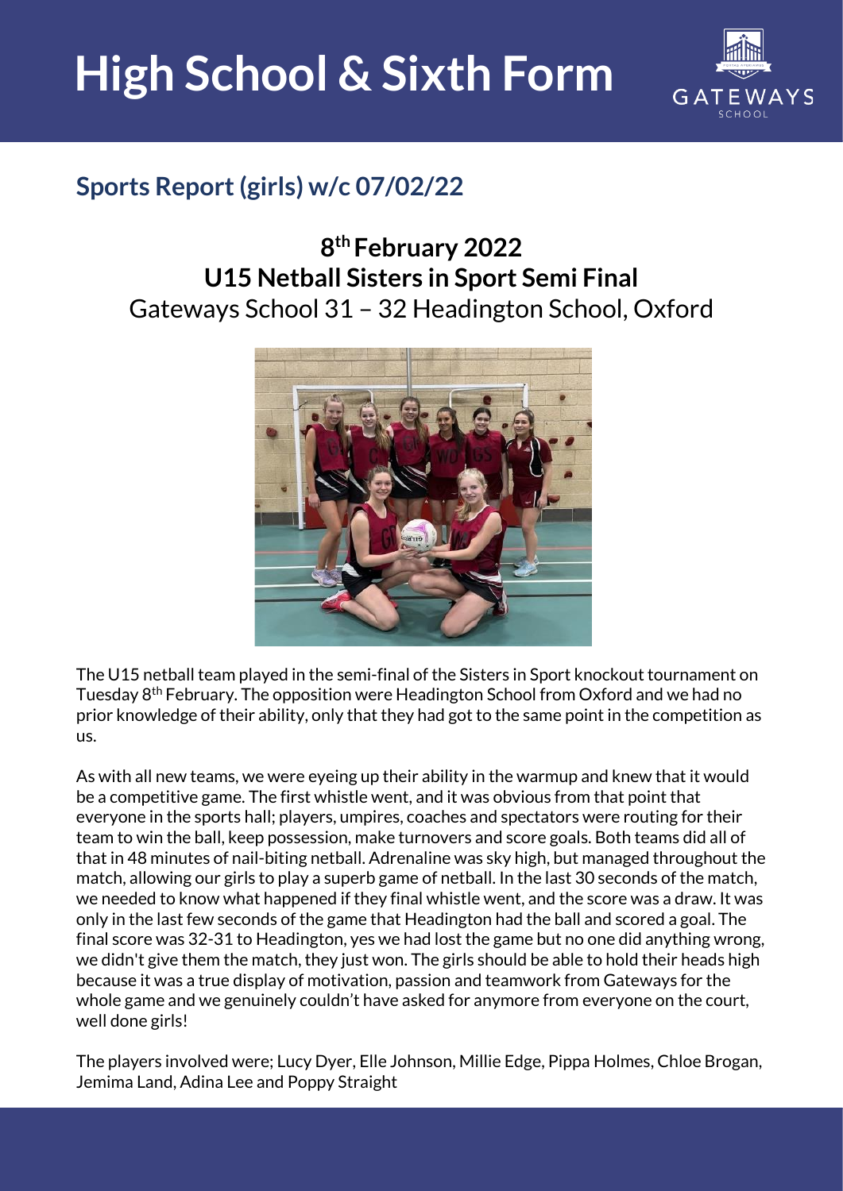# High School & Sixth Form

## Sports Report (girls) w/c 07/02/22

### 8th February 2022
### U15 Netball Sisters in Sport Semi Final
Gateways School 31 – 32 Headington School, Oxford

The U15 netball team played in the semi-final of the Sisters in Sport knockout tournament on Tuesday 8th February. The opposition were Headington School from Oxford and we had no prior knowledge of their ability, only that they had got to the same point in the competition as us.

As with all new teams, we were eyeing up their ability in the warmup and knew that it would be a competitive game. The first whistle went, and it was obvious from that point that everyone in the sports hall; players, umpires, coaches and spectators were routing for their team to win the ball, keep possession, make turnovers and score goals. Both teams did all of that in 48 minutes of nail-biting netball. Adrenaline was sky high, but managed throughout the match, allowing our girls to play a superb game of netball. In the last 30 seconds of the match, we needed to know what happened if they final whistle went, and the score was a draw. It was only in the last few seconds of the game that Headington had the ball and scored a goal. The final score was 32-31 to Headington, yes we had lost the game but no one did anything wrong, we didn't give them the match, they just won. The girls should be able to hold their heads high because it was a true display of motivation, passion and teamwork from Gateways for the whole game and we genuinely couldn't have asked for anymore from everyone on the court, well done girls!

The players involved were; Lucy Dyer, Elle Johnson, Millie Edge, Pippa Holmes, Chloe Brogan, Jemima Land, Adina Lee and Poppy Straight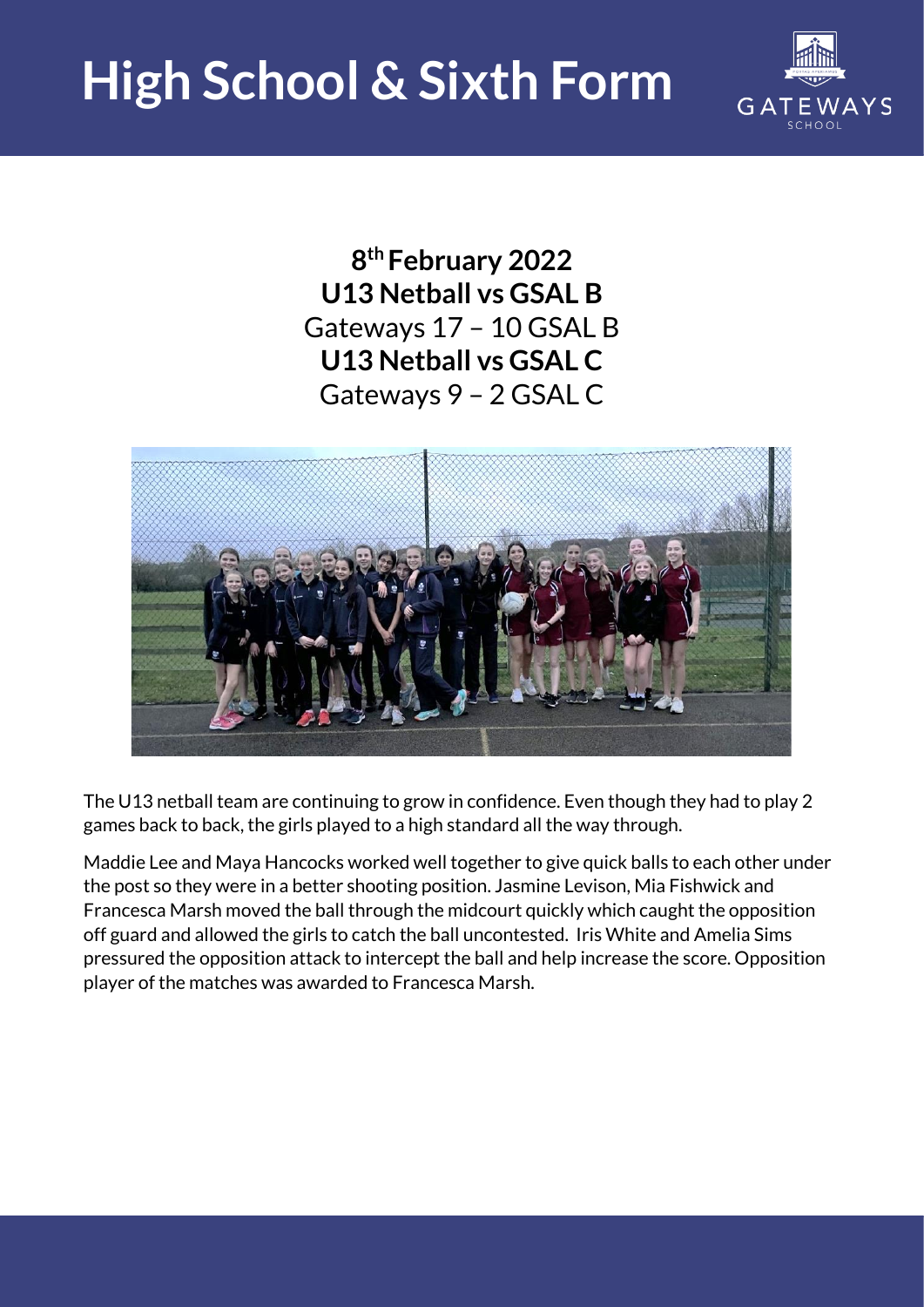**8th February 2022**

**U13 Netball vs GSAL B**

Gateways 17 – 10 GSAL B

**U13 Netball vs GSAL C**

Gateways 9 – 2 GSAL C

The U13 netball team are continuing to grow in confidence. Even though they had to play 2 games back to back, the girls played to a high standard all the way through.

Maddie Lee and Maya Hancocks worked well together to give quick balls to each other under the post so they were in a better shooting position. Jasmine Levison, Mia Fishwick and Francesca Marsh moved the ball through the midcourt quickly which caught the opposition off guard and allowed the girls to catch the ball uncontested. Iris White and Amelia Sims pressured the opposition attack to intercept the ball and help increase the score. Opposition player of the matches was awarded to Francesca Marsh.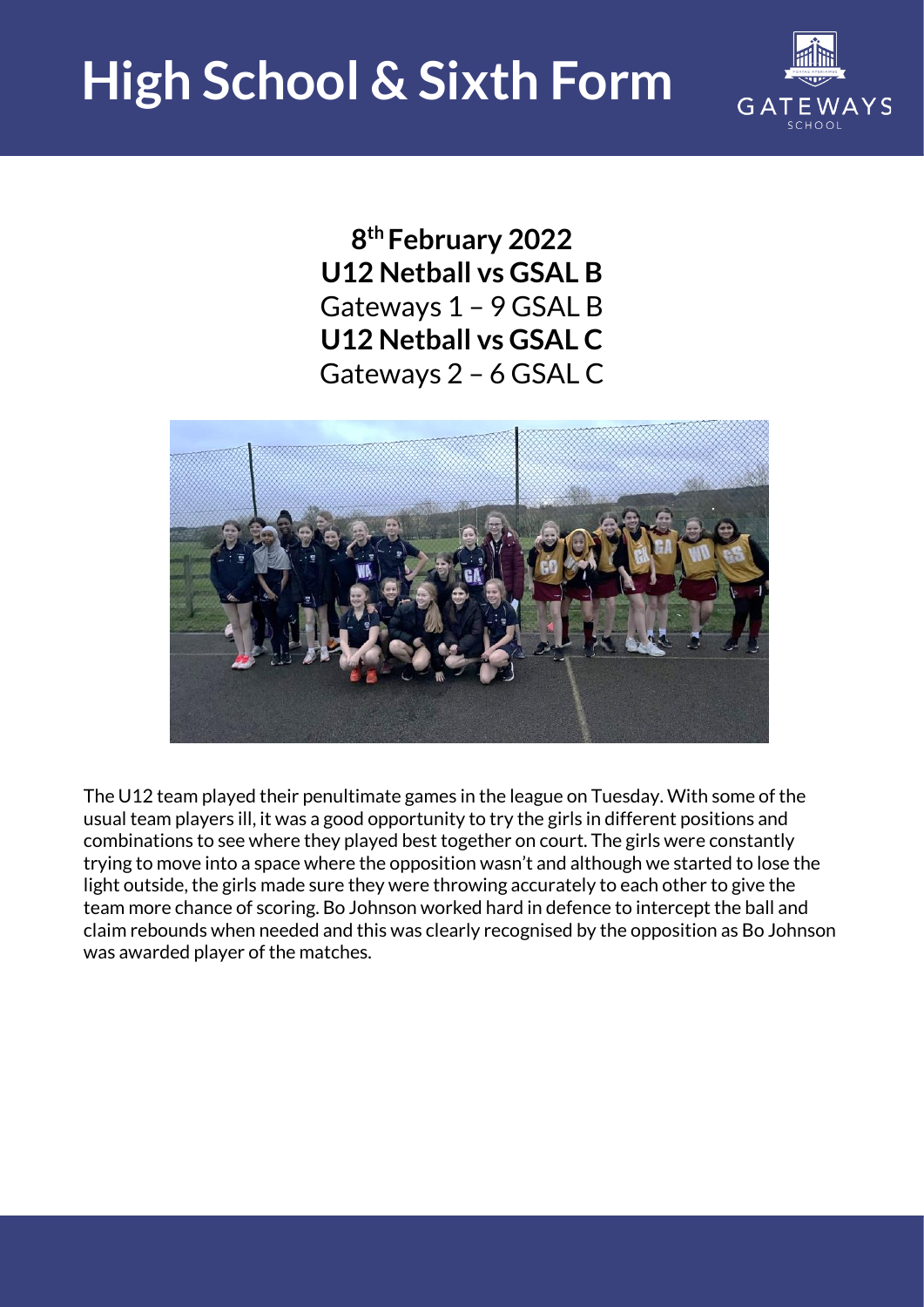**8th February 2022**

**U12 Netball vs GSAL B**

Gateways 1 – 9 GSAL B

**U12 Netball vs GSAL C**

Gateways 2 – 6 GSAL C

The U12 team played their penultimate games in the league on Tuesday. With some of the usual team players ill, it was a good opportunity to try the girls in different positions and combinations to see where they played best together on court. The girls were constantly trying to move into a space where the opposition wasn't and although we started to lose the light outside, the girls made sure they were throwing accurately to each other to give the team more chance of scoring. Bo Johnson worked hard in defence to intercept the ball and claim rebounds when needed and this was clearly recognised by the opposition as Bo Johnson was awarded player of the matches.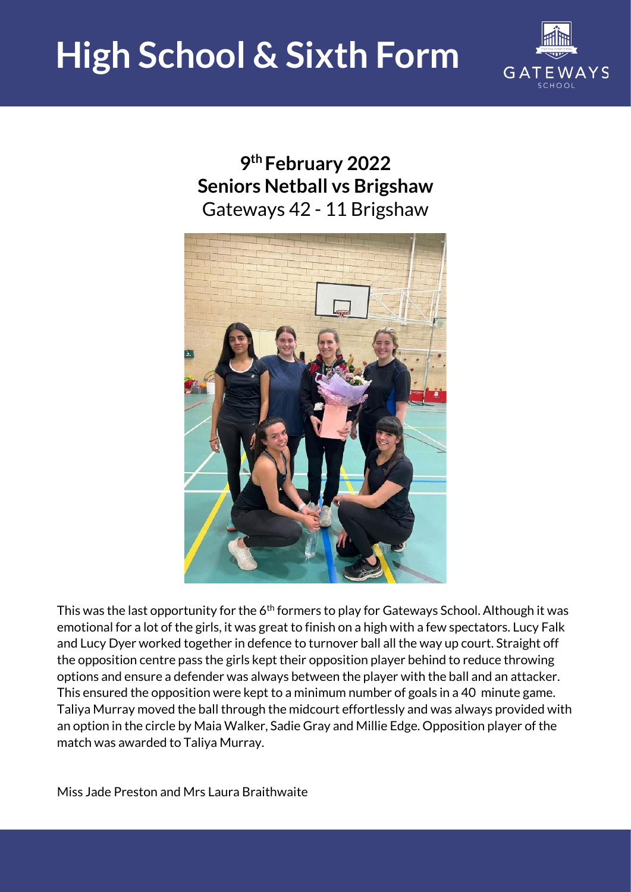# High School & Sixth Form

## 9th February 2022
## Seniors Netball vs Brigshaw
Gateways 42 - 11 Brigshaw

This was the last opportunity for the 6th formers to play for Gateways School. Although it was emotional for a lot of the girls, it was great to finish on a high with a few spectators. Lucy Falk and Lucy Dyer worked together in defence to turnover ball all the way up court. Straight off the opposition centre pass the girls kept their opposition player behind to reduce throwing options and ensure a defender was always between the player with the ball and an attacker. This ensured the opposition were kept to a minimum number of goals in a 40 minute game. Taliya Murray moved the ball through the midcourt effortlessly and was always provided with an option in the circle by Maia Walker, Sadie Gray and Millie Edge. Opposition player of the match was awarded to Taliya Murray.

Miss Jade Preston and Mrs Laura Braithwaite